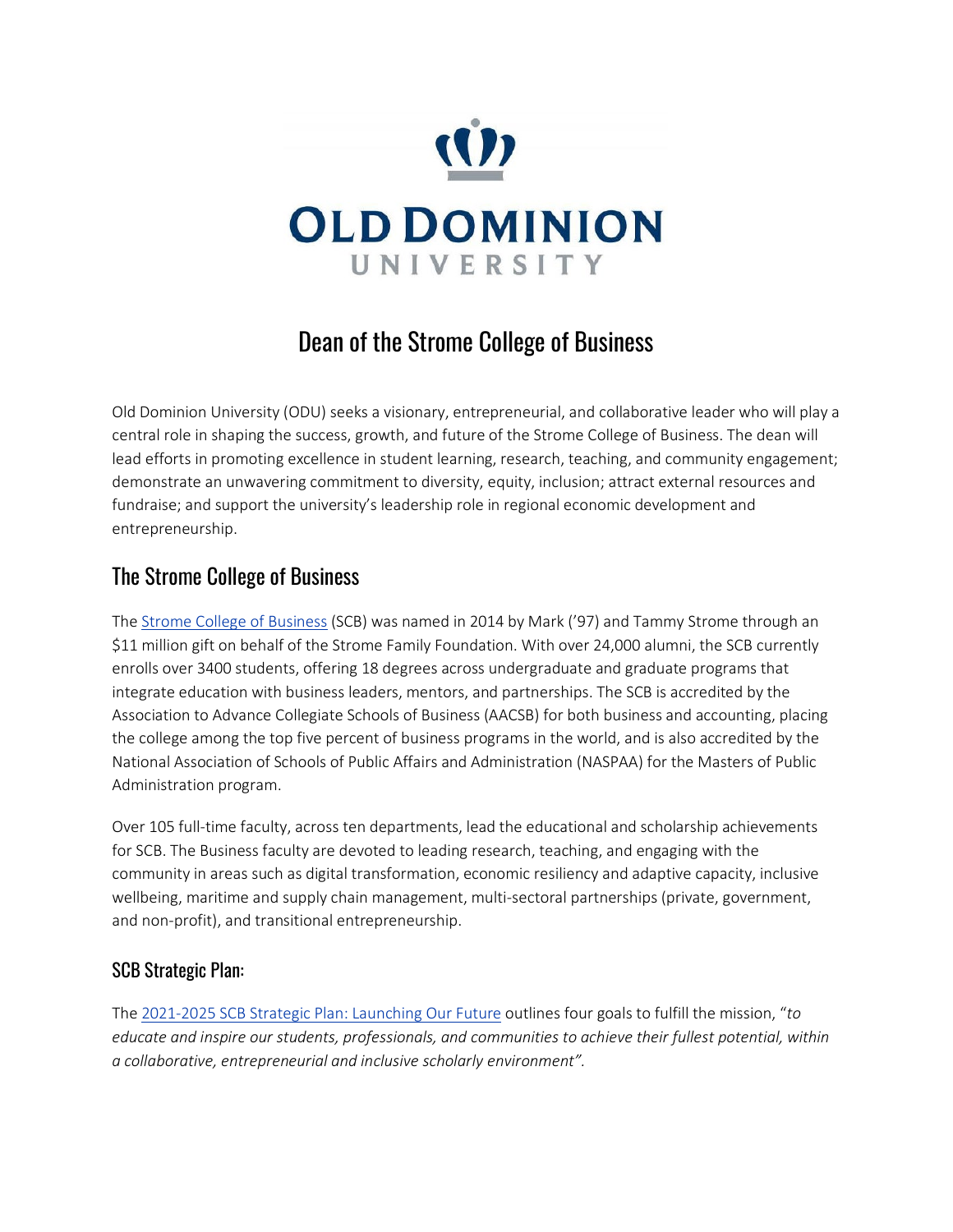OLD DOMINION UNIVERSITY

# Dean of the Strome College of Business

Old Dominion University (ODU) seeks a visionary, entrepreneurial, and collaborative leader who will play a central role in shaping the success, growth, and future of the Strome College of Business. The dean will lead efforts in promoting excellence in student learning, research, teaching, and community engagement; demonstrate an unwavering commitment to diversity, equity, inclusion; attract external resources and fundraise; and support the university's leadership role in regional economic development and entrepreneurship.

## The Strome College of Business

The Strome College of Business (SCB) was named in 2014 by Mark ('97) and Tammy Strome through an $11 million gift on behalf of the Strome Family Foundation. With over 24,000 alumni, the SCB currently enrolls over 3400 students, offering 18 degrees across undergraduate and graduate programs that integrate education with business leaders, mentors, and partnerships. The SCB is accredited by the Association to Advance Collegiate Schools of Business (AACSB) for both business and accounting, placing the college among the top five percent of business programs in the world, and is also accredited by the National Association of Schools of Public Affairs and Administration (NASPAA) for the Masters of Public Administration program.

Over 105 full-time faculty, across ten departments, lead the educational and scholarship achievements for SCB. The Business faculty are devoted to leading research, teaching, and engaging with the community in areas such as digital transformation, economic resiliency and adaptive capacity, inclusive wellbeing, maritime and supply chain management, multi-sectoral partnerships (private, government, and non-profit), and transitional entrepreneurship.

### SCB Strategic Plan:

The 2021-2025 SCB Strategic Plan: Launching Our Future outlines four goals to fulfill the mission, "*to educate and inspire our students, professionals, and communities to achieve their fullest potential, within a collaborative, entrepreneurial and inclusive scholarly environment"*.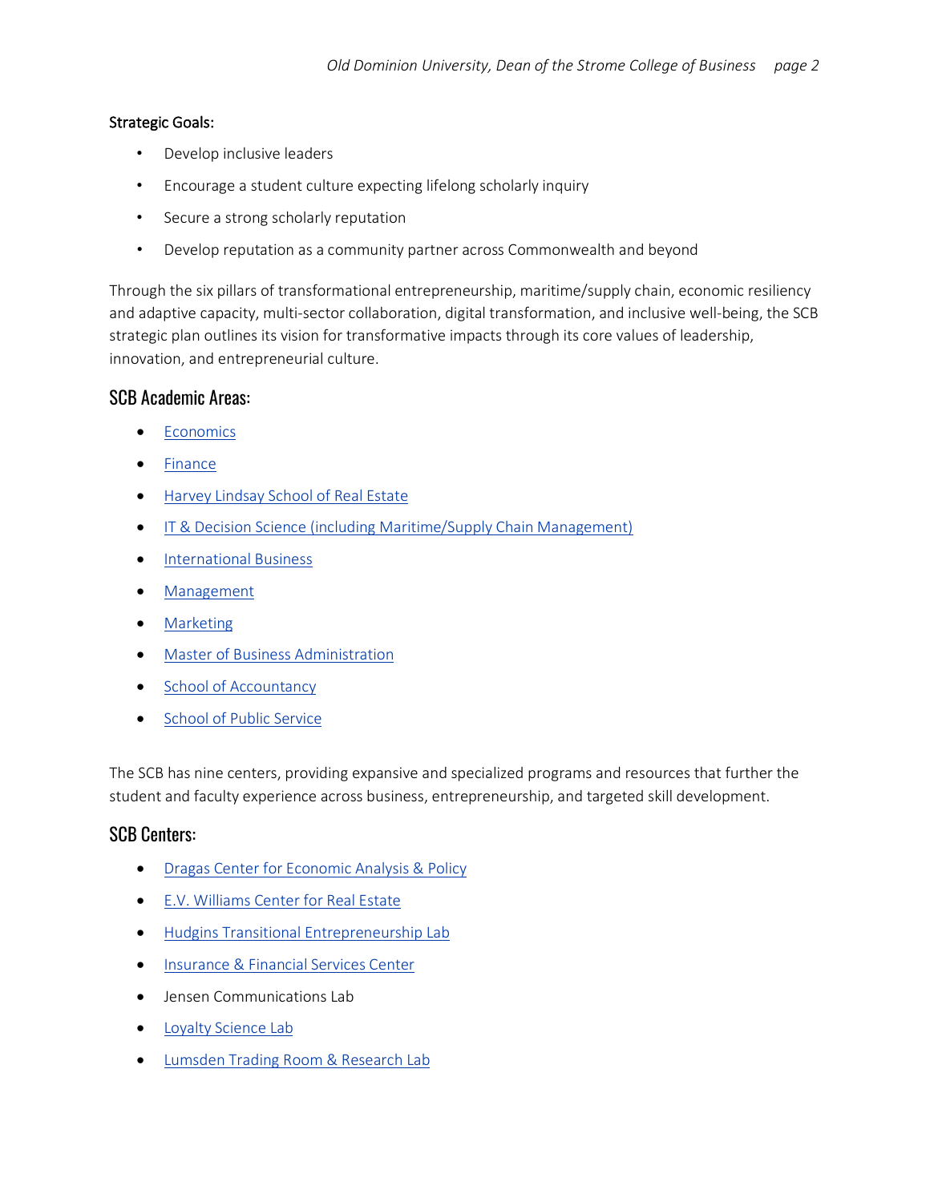**Strategic Goals:**

- Develop inclusive leaders
- Encourage a student culture expecting lifelong scholarly inquiry
- Secure a strong scholarly reputation
- Develop reputation as a community partner across Commonwealth and beyond

Through the six pillars of transformational entrepreneurship, maritime/supply chain, economic resiliency and adaptive capacity, multi-sector collaboration, digital transformation, and inclusive well-being, the SCB strategic plan outlines its vision for transformative impacts through its core values of leadership, innovation, and entrepreneurial culture.

## SCB Academic Areas:

- Economics
- Finance
- Harvey Lindsay School of Real Estate
- IT & Decision Science (including Maritime/Supply Chain Management)
- International Business
- Management
- Marketing
- Master of Business Administration
- School of Accountancy
- School of Public Service

The SCB has nine centers, providing expansive and specialized programs and resources that further the student and faculty experience across business, entrepreneurship, and targeted skill development.

## SCB Centers:

- Dragas Center for Economic Analysis & Policy
- E.V. Williams Center for Real Estate
- Hudgins Transitional Entrepreneurship Lab
- Insurance & Financial Services Center
- Jensen Communications Lab
- Loyalty Science Lab
- Lumsden Trading Room & Research Lab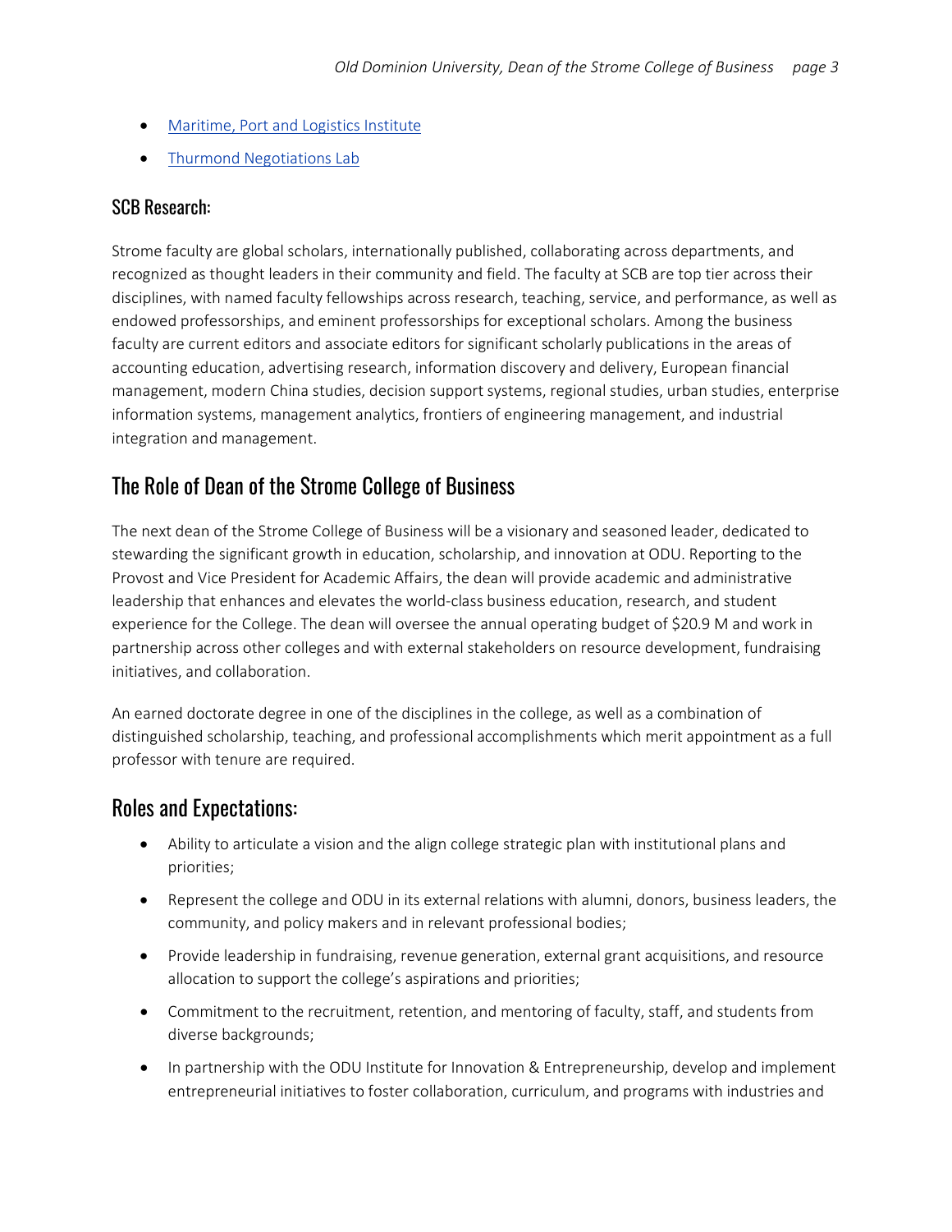- [Maritime, Port and Logistics Institute]
- [Thurmond Negotiations Lab]

### SCB Research:

Strome faculty are global scholars, internationally published, collaborating across departments, and recognized as thought leaders in their community and field. The faculty at SCB are top tier across their disciplines, with named faculty fellowships across research, teaching, service, and performance, as well as endowed professorships, and eminent professorships for exceptional scholars. Among the business faculty are current editors and associate editors for significant scholarly publications in the areas of accounting education, advertising research, information discovery and delivery, European financial management, modern China studies, decision support systems, regional studies, urban studies, enterprise information systems, management analytics, frontiers of engineering management, and industrial integration and management.

## The Role of Dean of the Strome College of Business

The next dean of the Strome College of Business will be a visionary and seasoned leader, dedicated to stewarding the significant growth in education, scholarship, and innovation at ODU. Reporting to the Provost and Vice President for Academic Affairs, the dean will provide academic and administrative leadership that enhances and elevates the world-class business education, research, and student experience for the College. The dean will oversee the annual operating budget of $20.9 M and work in partnership across other colleges and with external stakeholders on resource development, fundraising initiatives, and collaboration.

An earned doctorate degree in one of the disciplines in the college, as well as a combination of distinguished scholarship, teaching, and professional accomplishments which merit appointment as a full professor with tenure are required.

## Roles and Expectations:

- Ability to articulate a vision and the align college strategic plan with institutional plans and priorities;
- Represent the college and ODU in its external relations with alumni, donors, business leaders, the community, and policy makers and in relevant professional bodies;
- Provide leadership in fundraising, revenue generation, external grant acquisitions, and resource allocation to support the college's aspirations and priorities;
- Commitment to the recruitment, retention, and mentoring of faculty, staff, and students from diverse backgrounds;
- In partnership with the ODU Institute for Innovation & Entrepreneurship, develop and implement entrepreneurial initiatives to foster collaboration, curriculum, and programs with industries and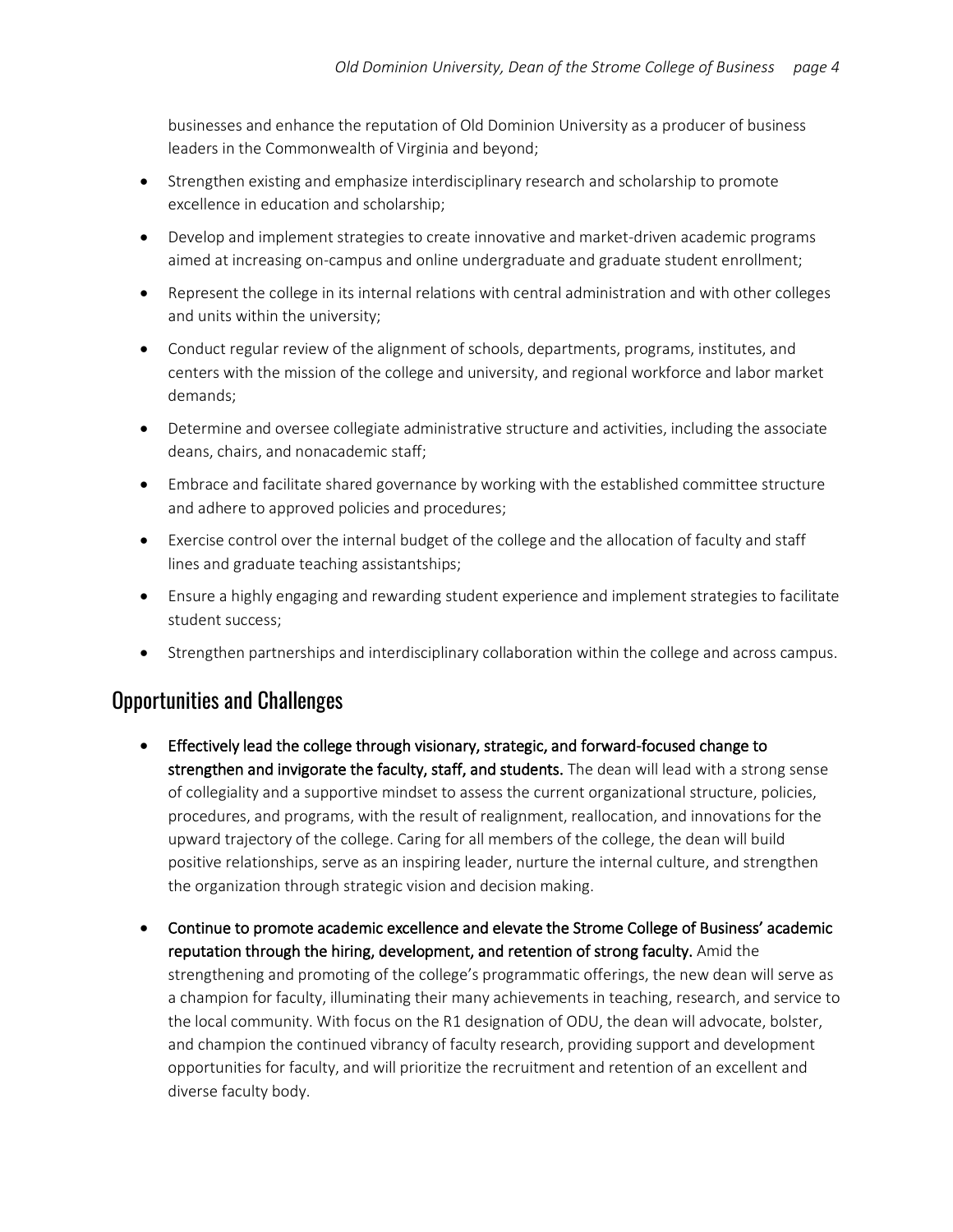businesses and enhance the reputation of Old Dominion University as a producer of business leaders in the Commonwealth of Virginia and beyond;

- Strengthen existing and emphasize interdisciplinary research and scholarship to promote excellence in education and scholarship;
- Develop and implement strategies to create innovative and market-driven academic programs aimed at increasing on-campus and online undergraduate and graduate student enrollment;
- Represent the college in its internal relations with central administration and with other colleges and units within the university;
- Conduct regular review of the alignment of schools, departments, programs, institutes, and centers with the mission of the college and university, and regional workforce and labor market demands;
- Determine and oversee collegiate administrative structure and activities, including the associate deans, chairs, and nonacademic staff;
- Embrace and facilitate shared governance by working with the established committee structure and adhere to approved policies and procedures;
- Exercise control over the internal budget of the college and the allocation of faculty and staff lines and graduate teaching assistantships;
- Ensure a highly engaging and rewarding student experience and implement strategies to facilitate student success;
- Strengthen partnerships and interdisciplinary collaboration within the college and across campus.

## Opportunities and Challenges

- **Effectively lead the college through visionary, strategic, and forward-focused change to strengthen and invigorate the faculty, staff, and students.** The dean will lead with a strong sense of collegiality and a supportive mindset to assess the current organizational structure, policies, procedures, and programs, with the result of realignment, reallocation, and innovations for the upward trajectory of the college. Caring for all members of the college, the dean will build positive relationships, serve as an inspiring leader, nurture the internal culture, and strengthen the organization through strategic vision and decision making.

- **Continue to promote academic excellence and elevate the Strome College of Business' academic reputation through the hiring, development, and retention of strong faculty.** Amid the strengthening and promoting of the college's programmatic offerings, the new dean will serve as a champion for faculty, illuminating their many achievements in teaching, research, and service to the local community. With focus on the R1 designation of ODU, the dean will advocate, bolster, and champion the continued vibrancy of faculty research, providing support and development opportunities for faculty, and will prioritize the recruitment and retention of an excellent and diverse faculty body.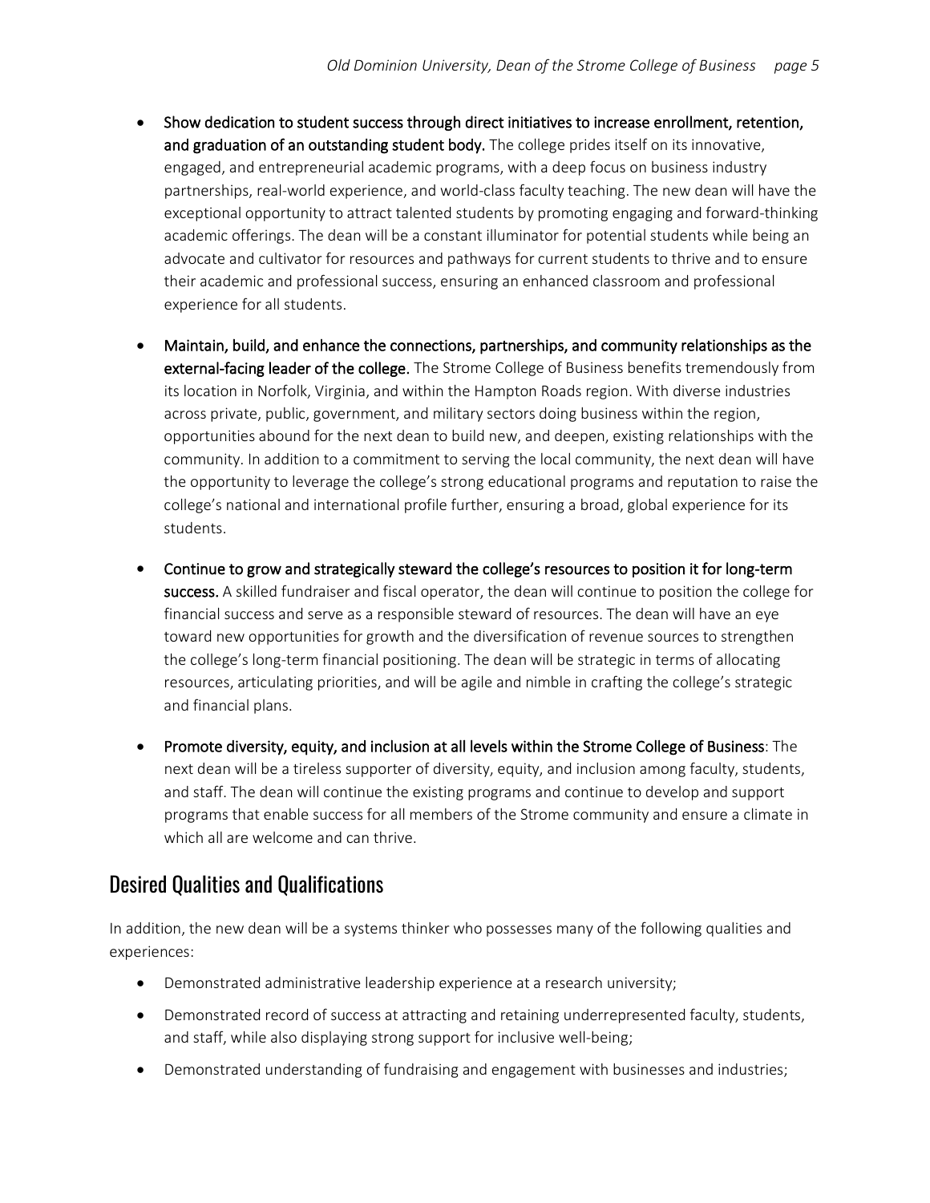- **Show dedication to student success through direct initiatives to increase enrollment, retention, and graduation of an outstanding student body.** The college prides itself on its innovative, engaged, and entrepreneurial academic programs, with a deep focus on business industry partnerships, real-world experience, and world-class faculty teaching. The new dean will have the exceptional opportunity to attract talented students by promoting engaging and forward-thinking academic offerings. The dean will be a constant illuminator for potential students while being an advocate and cultivator for resources and pathways for current students to thrive and to ensure their academic and professional success, ensuring an enhanced classroom and professional experience for all students.

- **Maintain, build, and enhance the connections, partnerships, and community relationships as the external-facing leader of the college.** The Strome College of Business benefits tremendously from its location in Norfolk, Virginia, and within the Hampton Roads region. With diverse industries across private, public, government, and military sectors doing business within the region, opportunities abound for the next dean to build new, and deepen, existing relationships with the community. In addition to a commitment to serving the local community, the next dean will have the opportunity to leverage the college's strong educational programs and reputation to raise the college's national and international profile further, ensuring a broad, global experience for its students.

- **Continue to grow and strategically steward the college's resources to position it for long-term success.** A skilled fundraiser and fiscal operator, the dean will continue to position the college for financial success and serve as a responsible steward of resources. The dean will have an eye toward new opportunities for growth and the diversification of revenue sources to strengthen the college's long-term financial positioning. The dean will be strategic in terms of allocating resources, articulating priorities, and will be agile and nimble in crafting the college's strategic and financial plans.

- **Promote diversity, equity, and inclusion at all levels within the Strome College of Business**: The next dean will be a tireless supporter of diversity, equity, and inclusion among faculty, students, and staff. The dean will continue the existing programs and continue to develop and support programs that enable success for all members of the Strome community and ensure a climate in which all are welcome and can thrive.

## Desired Qualities and Qualifications

In addition, the new dean will be a systems thinker who possesses many of the following qualities and experiences:

- Demonstrated administrative leadership experience at a research university;
- Demonstrated record of success at attracting and retaining underrepresented faculty, students, and staff, while also displaying strong support for inclusive well-being;
- Demonstrated understanding of fundraising and engagement with businesses and industries;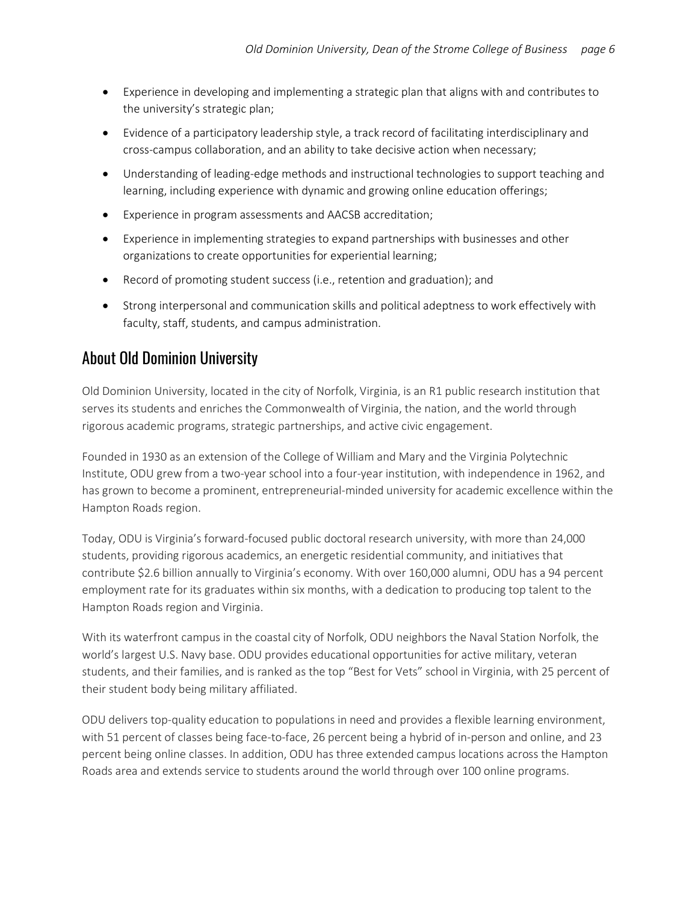- Experience in developing and implementing a strategic plan that aligns with and contributes to the university's strategic plan;
- Evidence of a participatory leadership style, a track record of facilitating interdisciplinary and cross-campus collaboration, and an ability to take decisive action when necessary;
- Understanding of leading-edge methods and instructional technologies to support teaching and learning, including experience with dynamic and growing online education offerings;
- Experience in program assessments and AACSB accreditation;
- Experience in implementing strategies to expand partnerships with businesses and other organizations to create opportunities for experiential learning;
- Record of promoting student success (i.e., retention and graduation); and
- Strong interpersonal and communication skills and political adeptness to work effectively with faculty, staff, students, and campus administration.

## About Old Dominion University

Old Dominion University, located in the city of Norfolk, Virginia, is an R1 public research institution that serves its students and enriches the Commonwealth of Virginia, the nation, and the world through rigorous academic programs, strategic partnerships, and active civic engagement.

Founded in 1930 as an extension of the College of William and Mary and the Virginia Polytechnic Institute, ODU grew from a two-year school into a four-year institution, with independence in 1962, and has grown to become a prominent, entrepreneurial-minded university for academic excellence within the Hampton Roads region.

Today, ODU is Virginia's forward-focused public doctoral research university, with more than 24,000 students, providing rigorous academics, an energetic residential community, and initiatives that contribute $2.6 billion annually to Virginia's economy. With over 160,000 alumni, ODU has a 94 percent employment rate for its graduates within six months, with a dedication to producing top talent to the Hampton Roads region and Virginia.

With its waterfront campus in the coastal city of Norfolk, ODU neighbors the Naval Station Norfolk, the world's largest U.S. Navy base. ODU provides educational opportunities for active military, veteran students, and their families, and is ranked as the top "Best for Vets" school in Virginia, with 25 percent of their student body being military affiliated.

ODU delivers top-quality education to populations in need and provides a flexible learning environment, with 51 percent of classes being face-to-face, 26 percent being a hybrid of in-person and online, and 23 percent being online classes. In addition, ODU has three extended campus locations across the Hampton Roads area and extends service to students around the world through over 100 online programs.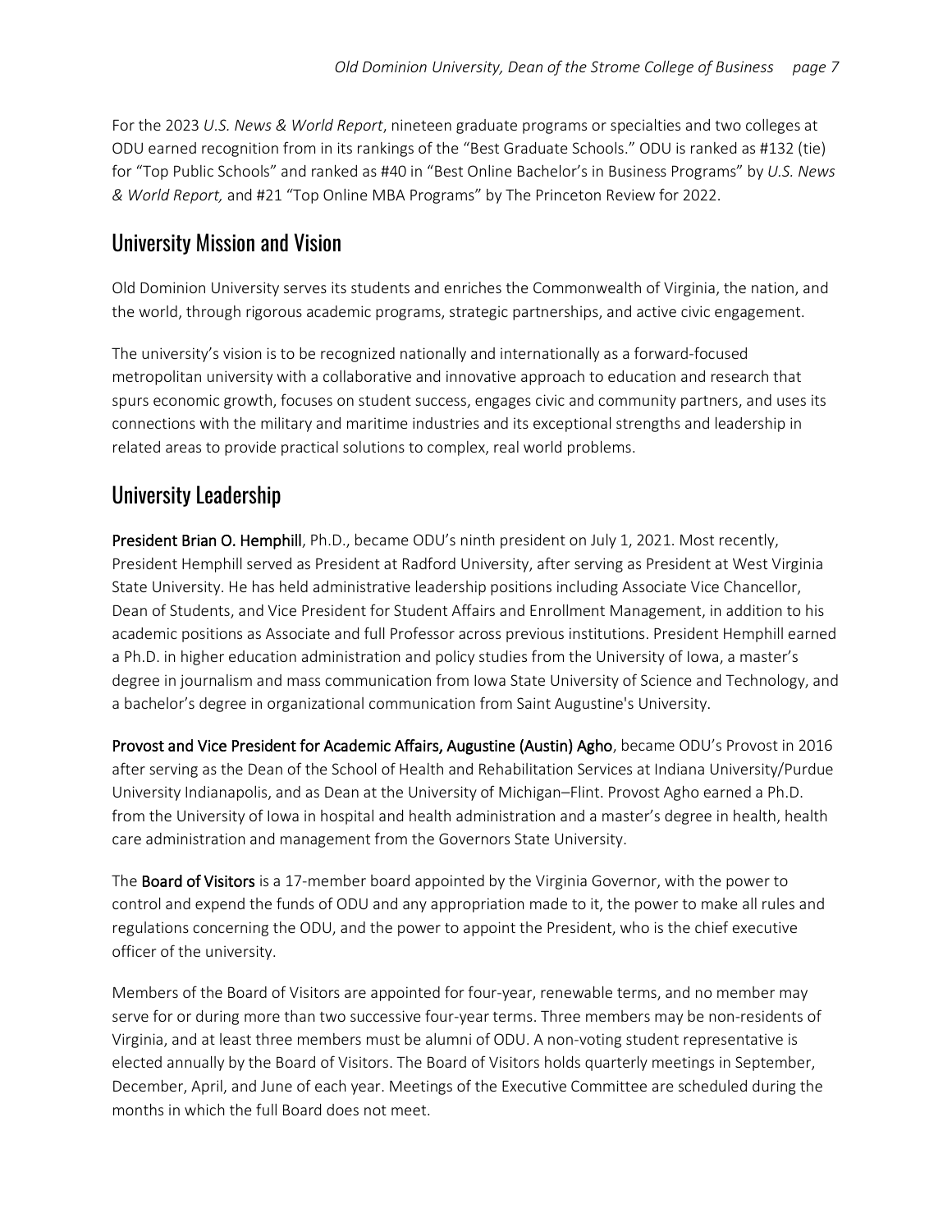For the 2023 *U.S. News & World Report*, nineteen graduate programs or specialties and two colleges at ODU earned recognition from in its rankings of the "Best Graduate Schools." ODU is ranked as #132 (tie) for "Top Public Schools" and ranked as #40 in "Best Online Bachelor's in Business Programs" by *U.S. News & World Report,* and #21 "Top Online MBA Programs" by The Princeton Review for 2022.

## University Mission and Vision

Old Dominion University serves its students and enriches the Commonwealth of Virginia, the nation, and the world, through rigorous academic programs, strategic partnerships, and active civic engagement.

The university's vision is to be recognized nationally and internationally as a forward-focused metropolitan university with a collaborative and innovative approach to education and research that spurs economic growth, focuses on student success, engages civic and community partners, and uses its connections with the military and maritime industries and its exceptional strengths and leadership in related areas to provide practical solutions to complex, real world problems.

## University Leadership

**President Brian O. Hemphill**, Ph.D., became ODU's ninth president on July 1, 2021. Most recently, President Hemphill served as President at Radford University, after serving as President at West Virginia State University. He has held administrative leadership positions including Associate Vice Chancellor, Dean of Students, and Vice President for Student Affairs and Enrollment Management, in addition to his academic positions as Associate and full Professor across previous institutions. President Hemphill earned a Ph.D. in higher education administration and policy studies from the University of Iowa, a master's degree in journalism and mass communication from Iowa State University of Science and Technology, and a bachelor's degree in organizational communication from Saint Augustine's University.

**Provost and Vice President for Academic Affairs, Augustine (Austin) Agho**, became ODU's Provost in 2016 after serving as the Dean of the School of Health and Rehabilitation Services at Indiana University/Purdue University Indianapolis, and as Dean at the University of Michigan–Flint. Provost Agho earned a Ph.D. from the University of Iowa in hospital and health administration and a master's degree in health, health care administration and management from the Governors State University.

The **Board of Visitors** is a 17-member board appointed by the Virginia Governor, with the power to control and expend the funds of ODU and any appropriation made to it, the power to make all rules and regulations concerning the ODU, and the power to appoint the President, who is the chief executive officer of the university.

Members of the Board of Visitors are appointed for four-year, renewable terms, and no member may serve for or during more than two successive four-year terms. Three members may be non-residents of Virginia, and at least three members must be alumni of ODU. A non-voting student representative is elected annually by the Board of Visitors. The Board of Visitors holds quarterly meetings in September, December, April, and June of each year. Meetings of the Executive Committee are scheduled during the months in which the full Board does not meet.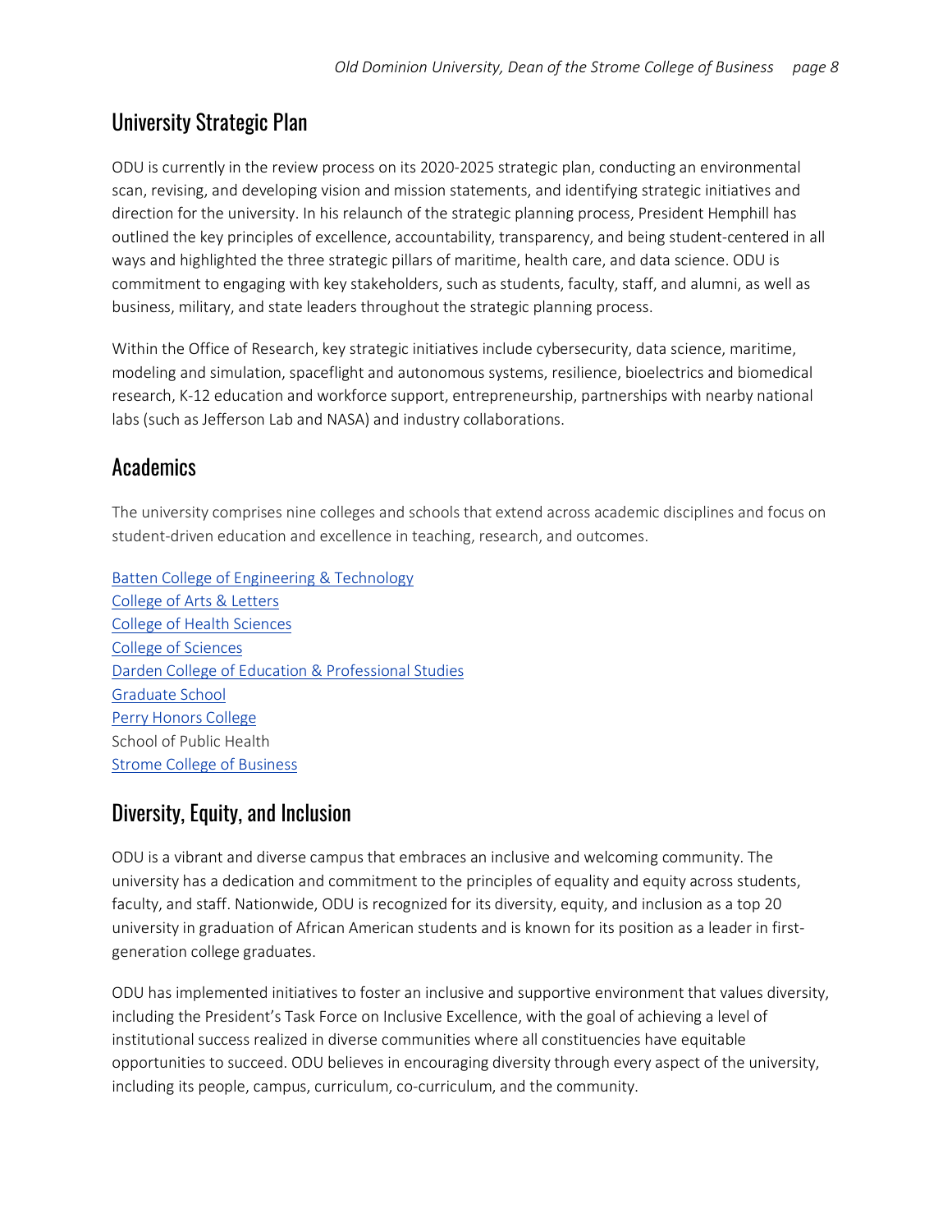## University Strategic Plan

ODU is currently in the review process on its 2020-2025 strategic plan, conducting an environmental scan, revising, and developing vision and mission statements, and identifying strategic initiatives and direction for the university. In his relaunch of the strategic planning process, President Hemphill has outlined the key principles of excellence, accountability, transparency, and being student-centered in all ways and highlighted the three strategic pillars of maritime, health care, and data science. ODU is commitment to engaging with key stakeholders, such as students, faculty, staff, and alumni, as well as business, military, and state leaders throughout the strategic planning process.

Within the Office of Research, key strategic initiatives include cybersecurity, data science, maritime, modeling and simulation, spaceflight and autonomous systems, resilience, bioelectrics and biomedical research, K-12 education and workforce support, entrepreneurship, partnerships with nearby national labs (such as Jefferson Lab and NASA) and industry collaborations.

## Academics

The university comprises nine colleges and schools that extend across academic disciplines and focus on student-driven education and excellence in teaching, research, and outcomes.

Batten College of Engineering & Technology
College of Arts & Letters
College of Health Sciences
College of Sciences
Darden College of Education & Professional Studies
Graduate School
Perry Honors College
School of Public Health
Strome College of Business

## Diversity, Equity, and Inclusion

ODU is a vibrant and diverse campus that embraces an inclusive and welcoming community. The university has a dedication and commitment to the principles of equality and equity across students, faculty, and staff. Nationwide, ODU is recognized for its diversity, equity, and inclusion as a top 20 university in graduation of African American students and is known for its position as a leader in first-generation college graduates.

ODU has implemented initiatives to foster an inclusive and supportive environment that values diversity, including the President's Task Force on Inclusive Excellence, with the goal of achieving a level of institutional success realized in diverse communities where all constituencies have equitable opportunities to succeed. ODU believes in encouraging diversity through every aspect of the university, including its people, campus, curriculum, co-curriculum, and the community.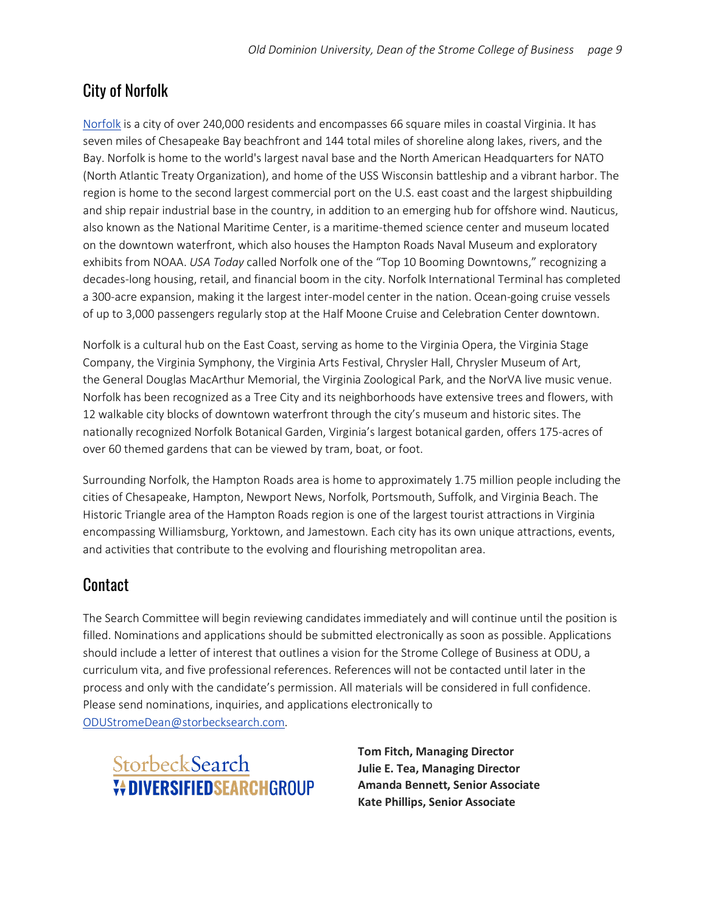## City of Norfolk

[Norfolk](#) is a city of over 240,000 residents and encompasses 66 square miles in coastal Virginia. It has seven miles of Chesapeake Bay beachfront and 144 total miles of shoreline along lakes, rivers, and the Bay. Norfolk is home to the world's largest naval base and the North American Headquarters for NATO (North Atlantic Treaty Organization), and home of the USS Wisconsin battleship and a vibrant harbor. The region is home to the second largest commercial port on the U.S. east coast and the largest shipbuilding and ship repair industrial base in the country, in addition to an emerging hub for offshore wind. Nauticus, also known as the National Maritime Center, is a maritime-themed science center and museum located on the downtown waterfront, which also houses the Hampton Roads Naval Museum and exploratory exhibits from NOAA. *USA Today* called Norfolk one of the "Top 10 Booming Downtowns," recognizing a decades-long housing, retail, and financial boom in the city. Norfolk International Terminal has completed a 300-acre expansion, making it the largest inter-model center in the nation. Ocean-going cruise vessels of up to 3,000 passengers regularly stop at the Half Moone Cruise and Celebration Center downtown.

Norfolk is a cultural hub on the East Coast, serving as home to the Virginia Opera, the Virginia Stage Company, the Virginia Symphony, the Virginia Arts Festival, Chrysler Hall, Chrysler Museum of Art, the General Douglas MacArthur Memorial, the Virginia Zoological Park, and the NorVA live music venue. Norfolk has been recognized as a Tree City and its neighborhoods have extensive trees and flowers, with 12 walkable city blocks of downtown waterfront through the city's museum and historic sites. The nationally recognized Norfolk Botanical Garden, Virginia's largest botanical garden, offers 175-acres of over 60 themed gardens that can be viewed by tram, boat, or foot.

Surrounding Norfolk, the Hampton Roads area is home to approximately 1.75 million people including the cities of Chesapeake, Hampton, Newport News, Norfolk, Portsmouth, Suffolk, and Virginia Beach. The Historic Triangle area of the Hampton Roads region is one of the largest tourist attractions in Virginia encompassing Williamsburg, Yorktown, and Jamestown. Each city has its own unique attractions, events, and activities that contribute to the evolving and flourishing metropolitan area.

## Contact

The Search Committee will begin reviewing candidates immediately and will continue until the position is filled. Nominations and applications should be submitted electronically as soon as possible. Applications should include a letter of interest that outlines a vision for the Strome College of Business at ODU, a curriculum vita, and five professional references. References will not be contacted until later in the process and only with the candidate's permission. All materials will be considered in full confidence. Please send nominations, inquiries, and applications electronically to [ODUStromeDean@storbecksearch.com](mailto:ODUStromeDean@storbecksearch.com).

StorbeckSearch
DIVERSIFIEDSEARCHGROUP

**Tom Fitch, Managing Director**
**Julie E. Tea, Managing Director**
**Amanda Bennett, Senior Associate**
**Kate Phillips, Senior Associate**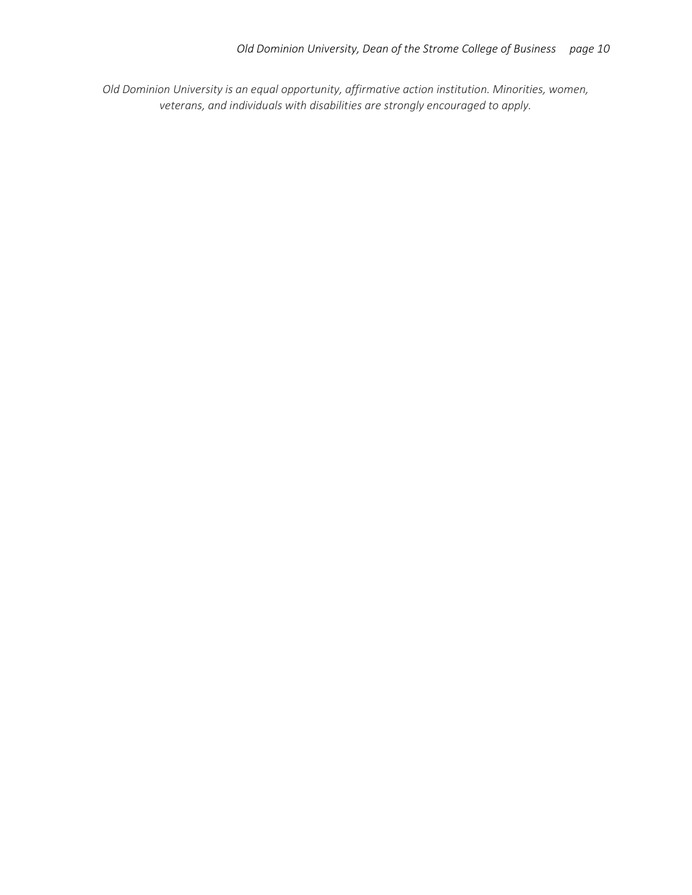*Old Dominion University is an equal opportunity, affirmative action institution. Minorities, women, veterans, and individuals with disabilities are strongly encouraged to apply.*